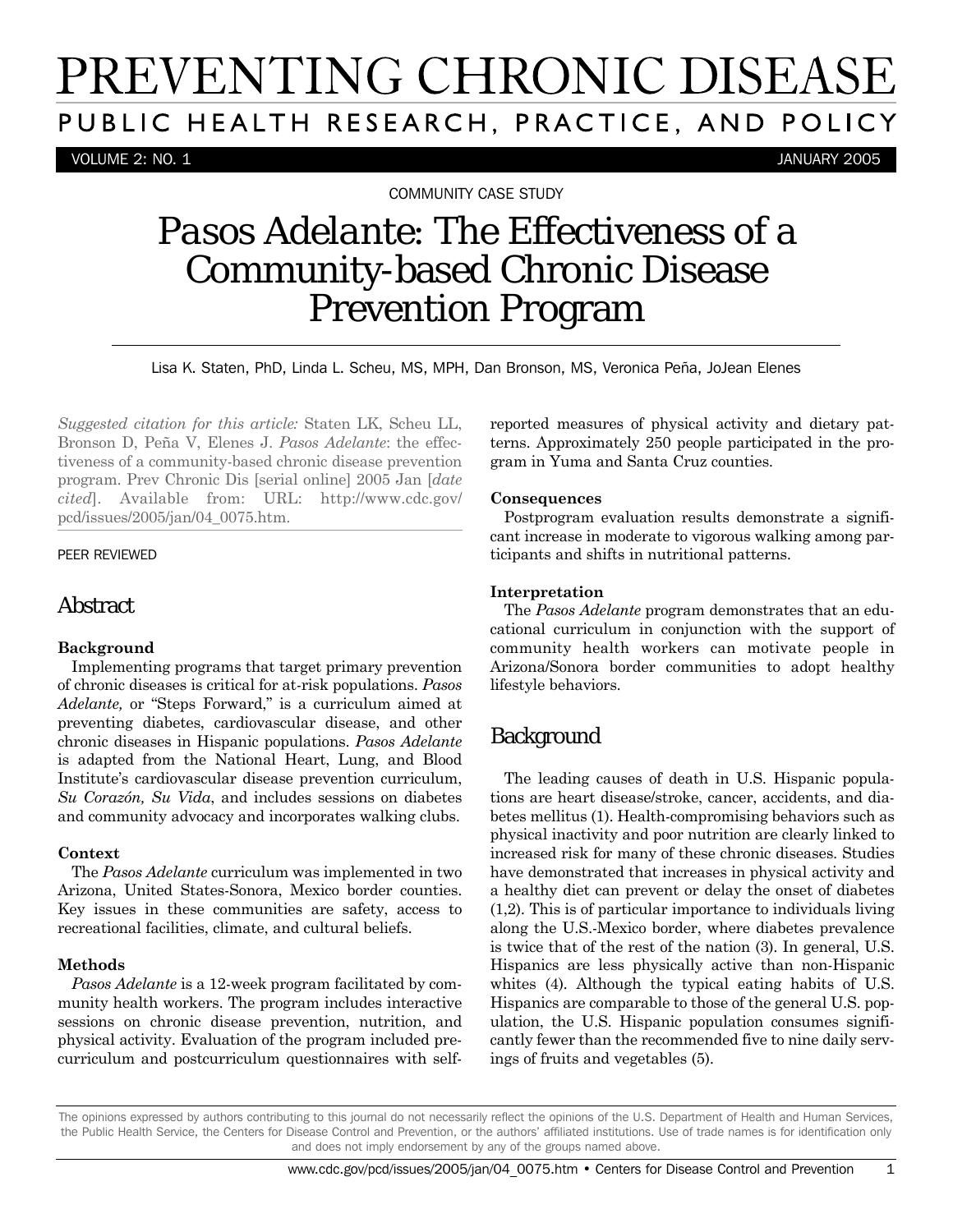# PREVENTING CHRONIC DISEASE

## PUBLIC HEALTH RESEARCH, PRACTICE, AND POLICY

VOLUME 2: NO. 1 JANUARY 2005

COMMUNITY CASE STUDY

# *Pasos Adelante*: The Effectiveness of a Community-based Chronic Disease Prevention Program

Lisa K. Staten, PhD, Linda L. Scheu, MS, MPH, Dan Bronson, MS, Veronica Peña, JoJean Elenes

*Suggested citation for this article:* Staten LK, Scheu LL, Bronson D, Peña V, Elenes J. *Pasos Adelante*: the effectiveness of a community-based chronic disease prevention program. Prev Chronic Dis [serial online] 2005 Jan [*date cited*]. Available from: URL: http://www.cdc.gov/pcd/issues/2005/jan/04_0075.htm.

PEER REVIEWED

## Abstract

**Background**

Implementing programs that target primary prevention of chronic diseases is critical for at-risk populations. *Pasos Adelante,* or "Steps Forward," is a curriculum aimed at preventing diabetes, cardiovascular disease, and other chronic diseases in Hispanic populations. *Pasos Adelante* is adapted from the National Heart, Lung, and Blood Institute's cardiovascular disease prevention curriculum, *Su Corazón, Su Vida*, and includes sessions on diabetes and community advocacy and incorporates walking clubs.

**Context**

The *Pasos Adelante* curriculum was implemented in two Arizona, United States-Sonora, Mexico border counties. Key issues in these communities are safety, access to recreational facilities, climate, and cultural beliefs.

**Methods**

*Pasos Adelante* is a 12-week program facilitated by community health workers. The program includes interactive sessions on chronic disease prevention, nutrition, and physical activity. Evaluation of the program included precurriculum and postcurriculum questionnaires with self-reported measures of physical activity and dietary patterns. Approximately 250 people participated in the program in Yuma and Santa Cruz counties.

**Consequences**

Postprogram evaluation results demonstrate a significant increase in moderate to vigorous walking among participants and shifts in nutritional patterns.

**Interpretation**

The *Pasos Adelante* program demonstrates that an educational curriculum in conjunction with the support of community health workers can motivate people in Arizona/Sonora border communities to adopt healthy lifestyle behaviors.

## Background

The leading causes of death in U.S. Hispanic populations are heart disease/stroke, cancer, accidents, and diabetes mellitus (1). Health-compromising behaviors such as physical inactivity and poor nutrition are clearly linked to increased risk for many of these chronic diseases. Studies have demonstrated that increases in physical activity and a healthy diet can prevent or delay the onset of diabetes (1,2). This is of particular importance to individuals living along the U.S.-Mexico border, where diabetes prevalence is twice that of the rest of the nation (3). In general, U.S. Hispanics are less physically active than non-Hispanic whites (4). Although the typical eating habits of U.S. Hispanics are comparable to those of the general U.S. population, the U.S. Hispanic population consumes significantly fewer than the recommended five to nine daily servings of fruits and vegetables (5).

The opinions expressed by authors contributing to this journal do not necessarily reflect the opinions of the U.S. Department of Health and Human Services, the Public Health Service, the Centers for Disease Control and Prevention, or the authors' affiliated institutions. Use of trade names is for identification only and does not imply endorsement by any of the groups named above.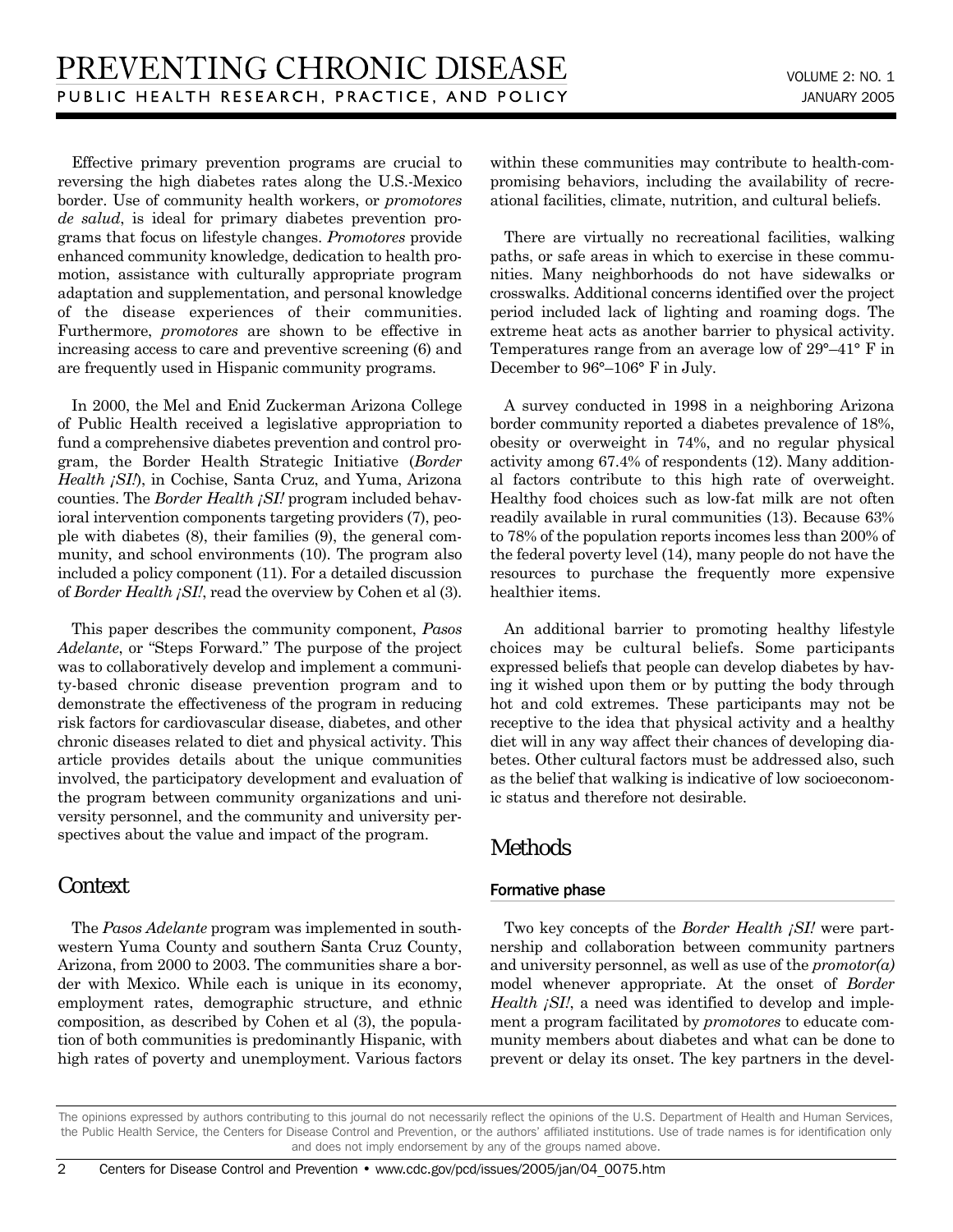Effective primary prevention programs are crucial to reversing the high diabetes rates along the U.S.-Mexico border. Use of community health workers, or *promotores de salud*, is ideal for primary diabetes prevention programs that focus on lifestyle changes. *Promotores* provide enhanced community knowledge, dedication to health promotion, assistance with culturally appropriate program adaptation and supplementation, and personal knowledge of the disease experiences of their communities. Furthermore, *promotores* are shown to be effective in increasing access to care and preventive screening (6) and are frequently used in Hispanic community programs.

In 2000, the Mel and Enid Zuckerman Arizona College of Public Health received a legislative appropriation to fund a comprehensive diabetes prevention and control program, the Border Health Strategic Initiative (*Border Health ¡SI!*), in Cochise, Santa Cruz, and Yuma, Arizona counties. The *Border Health ¡SI!* program included behavioral intervention components targeting providers (7), people with diabetes (8), their families (9), the general community, and school environments (10). The program also included a policy component (11). For a detailed discussion of *Border Health ¡SI!*, read the overview by Cohen et al (3).

This paper describes the community component, *Pasos Adelante*, or "Steps Forward." The purpose of the project was to collaboratively develop and implement a community-based chronic disease prevention program and to demonstrate the effectiveness of the program in reducing risk factors for cardiovascular disease, diabetes, and other chronic diseases related to diet and physical activity. This article provides details about the unique communities involved, the participatory development and evaluation of the program between community organizations and university personnel, and the community and university perspectives about the value and impact of the program.

## Context

The *Pasos Adelante* program was implemented in southwestern Yuma County and southern Santa Cruz County, Arizona, from 2000 to 2003. The communities share a border with Mexico. While each is unique in its economy, employment rates, demographic structure, and ethnic composition, as described by Cohen et al (3), the population of both communities is predominantly Hispanic, with high rates of poverty and unemployment. Various factors within these communities may contribute to health-compromising behaviors, including the availability of recreational facilities, climate, nutrition, and cultural beliefs.

There are virtually no recreational facilities, walking paths, or safe areas in which to exercise in these communities. Many neighborhoods do not have sidewalks or crosswalks. Additional concerns identified over the project period included lack of lighting and roaming dogs. The extreme heat acts as another barrier to physical activity. Temperatures range from an average low of 29°–41° F in December to 96°–106° F in July.

A survey conducted in 1998 in a neighboring Arizona border community reported a diabetes prevalence of 18%, obesity or overweight in 74%, and no regular physical activity among 67.4% of respondents (12). Many additional factors contribute to this high rate of overweight. Healthy food choices such as low-fat milk are not often readily available in rural communities (13). Because 63% to 78% of the population reports incomes less than 200% of the federal poverty level (14), many people do not have the resources to purchase the frequently more expensive healthier items.

An additional barrier to promoting healthy lifestyle choices may be cultural beliefs. Some participants expressed beliefs that people can develop diabetes by having it wished upon them or by putting the body through hot and cold extremes. These participants may not be receptive to the idea that physical activity and a healthy diet will in any way affect their chances of developing diabetes. Other cultural factors must be addressed also, such as the belief that walking is indicative of low socioeconomic status and therefore not desirable.

## Methods

### Formative phase

Two key concepts of the *Border Health ¡SI!* were partnership and collaboration between community partners and university personnel, as well as use of the *promotor(a)* model whenever appropriate. At the onset of *Border Health ¡SI!*, a need was identified to develop and implement a program facilitated by *promotores* to educate community members about diabetes and what can be done to prevent or delay its onset. The key partners in the devel-

The opinions expressed by authors contributing to this journal do not necessarily reflect the opinions of the U.S. Department of Health and Human Services, the Public Health Service, the Centers for Disease Control and Prevention, or the authors' affiliated institutions. Use of trade names is for identification only and does not imply endorsement by any of the groups named above.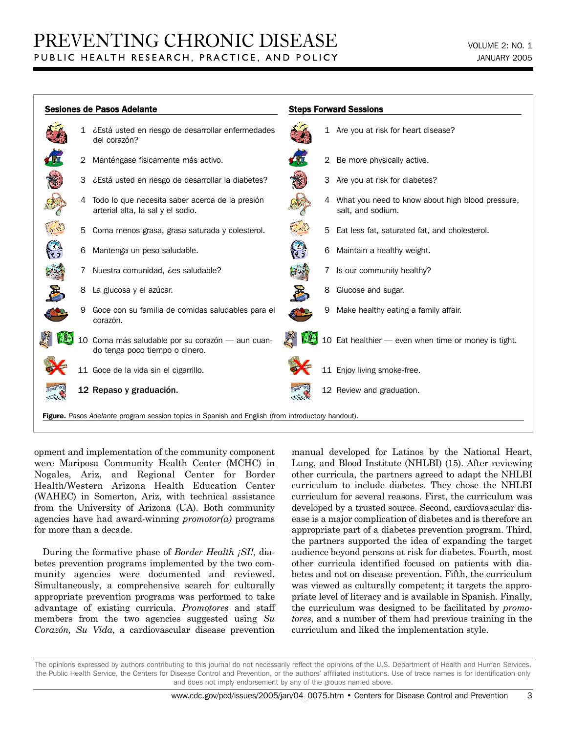| Sesiones de Pasos Adelante | Steps Forward Sessions |
| --- | --- |
| 1 ¿Está usted en riesgo de desarrollar enfermedades del corazón? | 1 Are you at risk for heart disease? |
| 2 Manténgase físicamente más activo. | 2 Be more physically active. |
| 3 ¿Está usted en riesgo de desarrollar la diabetes? | 3 Are you at risk for diabetes? |
| 4 Todo lo que necesita saber acerca de la presión arterial alta, la sal y el sodio. | 4 What you need to know about high blood pressure, salt, and sodium. |
| 5 Coma menos grasa, grasa saturada y colesterol. | 5 Eat less fat, saturated fat, and cholesterol. |
| 6 Mantenga un peso saludable. | 6 Maintain a healthy weight. |
| 7 Nuestra comunidad, ¿es saludable? | 7 Is our community healthy? |
| 8 La glucosa y el azúcar. | 8 Glucose and sugar. |
| 9 Goce con su familia de comidas saludables para el corazón. | 9 Make healthy eating a family affair. |
| 10 Coma más saludable por su corazón — aun cuando tenga poco tiempo o dinero. | 10 Eat healthier — even when time or money is tight. |
| 11 Goce de la vida sin el cigarrillo. | 11 Enjoy living smoke-free. |
| **12 Repaso y graduación.** | 12 Review and graduation. |

**Figure.** *Pasos Adelante* program session topics in Spanish and English (from introductory handout).

opment and implementation of the community component were Mariposa Community Health Center (MCHC) in Nogales, Ariz, and Regional Center for Border Health/Western Arizona Health Education Center (WAHEC) in Somerton, Ariz, with technical assistance from the University of Arizona (UA). Both community agencies have had award-winning *promotor(a)* programs for more than a decade.

During the formative phase of *Border Health ¡SI!*, diabetes prevention programs implemented by the two community agencies were documented and reviewed. Simultaneously, a comprehensive search for culturally appropriate prevention programs was performed to take advantage of existing curricula. *Promotores* and staff members from the two agencies suggested using *Su Corazón, Su Vida*, a cardiovascular disease prevention manual developed for Latinos by the National Heart, Lung, and Blood Institute (NHLBI) (15). After reviewing other curricula, the partners agreed to adapt the NHLBI curriculum to include diabetes. They chose the NHLBI curriculum for several reasons. First, the curriculum was developed by a trusted source. Second, cardiovascular disease is a major complication of diabetes and is therefore an appropriate part of a diabetes prevention program. Third, the partners supported the idea of expanding the target audience beyond persons at risk for diabetes. Fourth, most other curricula identified focused on patients with diabetes and not on disease prevention. Fifth, the curriculum was viewed as culturally competent; it targets the appropriate level of literacy and is available in Spanish. Finally, the curriculum was designed to be facilitated by *promotores*, and a number of them had previous training in the curriculum and liked the implementation style.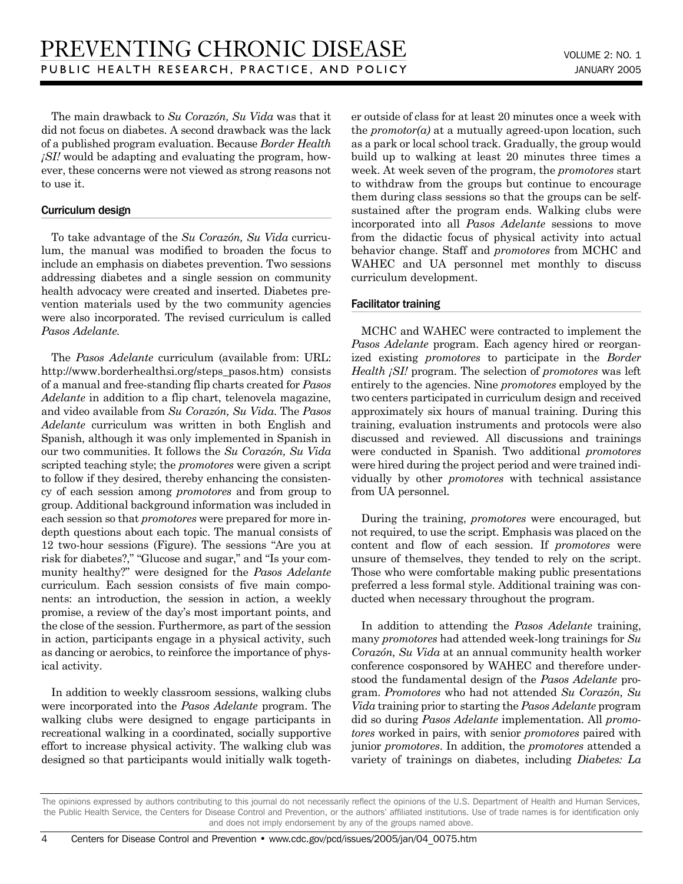The main drawback to *Su Corazón, Su Vida* was that it did not focus on diabetes. A second drawback was the lack of a published program evaluation. Because *Border Health ¡SI!* would be adapting and evaluating the program, however, these concerns were not viewed as strong reasons not to use it.

### Curriculum design

To take advantage of the *Su Corazón, Su Vida* curriculum, the manual was modified to broaden the focus to include an emphasis on diabetes prevention. Two sessions addressing diabetes and a single session on community health advocacy were created and inserted. Diabetes prevention materials used by the two community agencies were also incorporated. The revised curriculum is called *Pasos Adelante.*

The *Pasos Adelante* curriculum (available from: URL: http://www.borderhealthsi.org/steps_pasos.htm) consists of a manual and free-standing flip charts created for *Pasos Adelante* in addition to a flip chart, telenovela magazine, and video available from *Su Corazón, Su Vida*. The *Pasos Adelante* curriculum was written in both English and Spanish, although it was only implemented in Spanish in our two communities. It follows the *Su Corazón, Su Vida* scripted teaching style; the *promotores* were given a script to follow if they desired, thereby enhancing the consistency of each session among *promotores* and from group to group. Additional background information was included in each session so that *promotores* were prepared for more in-depth questions about each topic. The manual consists of 12 two-hour sessions (Figure). The sessions "Are you at risk for diabetes?," "Glucose and sugar," and "Is your community healthy?" were designed for the *Pasos Adelante* curriculum. Each session consists of five main components: an introduction, the session in action, a weekly promise, a review of the day's most important points, and the close of the session. Furthermore, as part of the session in action, participants engage in a physical activity, such as dancing or aerobics, to reinforce the importance of physical activity.

In addition to weekly classroom sessions, walking clubs were incorporated into the *Pasos Adelante* program. The walking clubs were designed to engage participants in recreational walking in a coordinated, socially supportive effort to increase physical activity. The walking club was designed so that participants would initially walk together outside of class for at least 20 minutes once a week with the *promotor(a)* at a mutually agreed-upon location, such as a park or local school track. Gradually, the group would build up to walking at least 20 minutes three times a week. At week seven of the program, the *promotores* start to withdraw from the groups but continue to encourage them during class sessions so that the groups can be self-sustained after the program ends. Walking clubs were incorporated into all *Pasos Adelante* sessions to move from the didactic focus of physical activity into actual behavior change. Staff and *promotores* from MCHC and WAHEC and UA personnel met monthly to discuss curriculum development.

### Facilitator training

MCHC and WAHEC were contracted to implement the *Pasos Adelante* program. Each agency hired or reorganized existing *promotores* to participate in the *Border Health ¡SI!* program. The selection of *promotores* was left entirely to the agencies. Nine *promotores* employed by the two centers participated in curriculum design and received approximately six hours of manual training. During this training, evaluation instruments and protocols were also discussed and reviewed. All discussions and trainings were conducted in Spanish. Two additional *promotores* were hired during the project period and were trained individually by other *promotores* with technical assistance from UA personnel.

During the training, *promotores* were encouraged, but not required, to use the script. Emphasis was placed on the content and flow of each session. If *promotores* were unsure of themselves, they tended to rely on the script. Those who were comfortable making public presentations preferred a less formal style. Additional training was conducted when necessary throughout the program.

In addition to attending the *Pasos Adelante* training, many *promotores* had attended week-long trainings for *Su Corazón, Su Vida* at an annual community health worker conference cosponsored by WAHEC and therefore understood the fundamental design of the *Pasos Adelante* program. *Promotores* who had not attended *Su Corazón, Su Vida* training prior to starting the *Pasos Adelante* program did so during *Pasos Adelante* implementation. All *promotores* worked in pairs, with senior *promotores* paired with junior *promotores*. In addition, the *promotores* attended a variety of trainings on diabetes, including *Diabetes: La*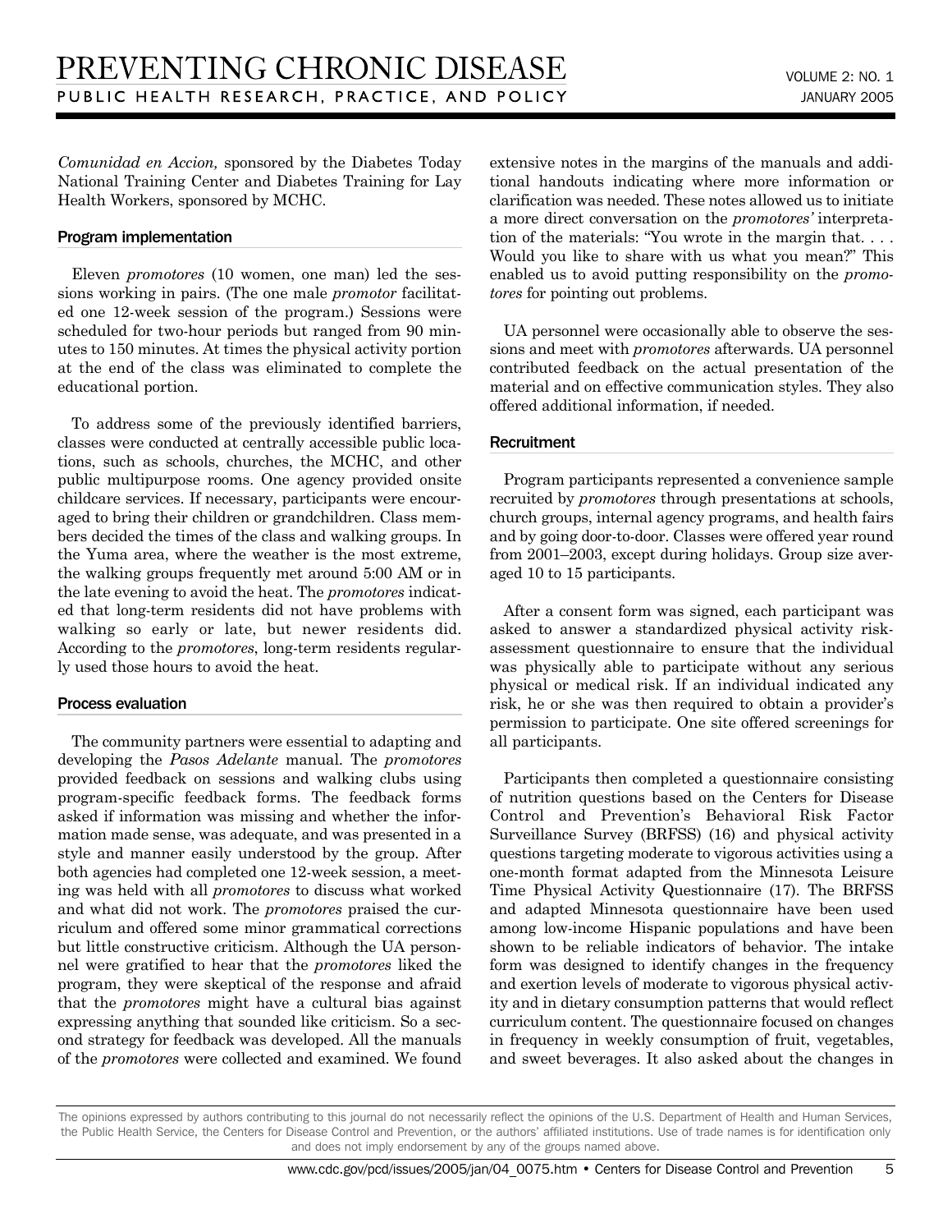*Comunidad en Accion,* sponsored by the Diabetes Today National Training Center and Diabetes Training for Lay Health Workers, sponsored by MCHC.

### Program implementation

Eleven *promotores* (10 women, one man) led the sessions working in pairs. (The one male *promotor* facilitated one 12-week session of the program.) Sessions were scheduled for two-hour periods but ranged from 90 minutes to 150 minutes. At times the physical activity portion at the end of the class was eliminated to complete the educational portion.

To address some of the previously identified barriers, classes were conducted at centrally accessible public locations, such as schools, churches, the MCHC, and other public multipurpose rooms. One agency provided onsite childcare services. If necessary, participants were encouraged to bring their children or grandchildren. Class members decided the times of the class and walking groups. In the Yuma area, where the weather is the most extreme, the walking groups frequently met around 5:00 AM or in the late evening to avoid the heat. The *promotores* indicated that long-term residents did not have problems with walking so early or late, but newer residents did. According to the *promotores*, long-term residents regularly used those hours to avoid the heat.

### Process evaluation

The community partners were essential to adapting and developing the *Pasos Adelante* manual. The *promotores* provided feedback on sessions and walking clubs using program-specific feedback forms. The feedback forms asked if information was missing and whether the information made sense, was adequate, and was presented in a style and manner easily understood by the group. After both agencies had completed one 12-week session, a meeting was held with all *promotores* to discuss what worked and what did not work. The *promotores* praised the curriculum and offered some minor grammatical corrections but little constructive criticism. Although the UA personnel were gratified to hear that the *promotores* liked the program, they were skeptical of the response and afraid that the *promotores* might have a cultural bias against expressing anything that sounded like criticism. So a second strategy for feedback was developed. All the manuals of the *promotores* were collected and examined. We found extensive notes in the margins of the manuals and additional handouts indicating where more information or clarification was needed. These notes allowed us to initiate a more direct conversation on the *promotores'* interpretation of the materials: "You wrote in the margin that. . . . Would you like to share with us what you mean?" This enabled us to avoid putting responsibility on the *promotores* for pointing out problems.

UA personnel were occasionally able to observe the sessions and meet with *promotores* afterwards. UA personnel contributed feedback on the actual presentation of the material and on effective communication styles. They also offered additional information, if needed.

### Recruitment

Program participants represented a convenience sample recruited by *promotores* through presentations at schools, church groups, internal agency programs, and health fairs and by going door-to-door. Classes were offered year round from 2001–2003, except during holidays. Group size averaged 10 to 15 participants.

After a consent form was signed, each participant was asked to answer a standardized physical activity risk-assessment questionnaire to ensure that the individual was physically able to participate without any serious physical or medical risk. If an individual indicated any risk, he or she was then required to obtain a provider's permission to participate. One site offered screenings for all participants.

Participants then completed a questionnaire consisting of nutrition questions based on the Centers for Disease Control and Prevention's Behavioral Risk Factor Surveillance Survey (BRFSS) (16) and physical activity questions targeting moderate to vigorous activities using a one-month format adapted from the Minnesota Leisure Time Physical Activity Questionnaire (17). The BRFSS and adapted Minnesota questionnaire have been used among low-income Hispanic populations and have been shown to be reliable indicators of behavior. The intake form was designed to identify changes in the frequency and exertion levels of moderate to vigorous physical activity and in dietary consumption patterns that would reflect curriculum content. The questionnaire focused on changes in frequency in weekly consumption of fruit, vegetables, and sweet beverages. It also asked about the changes in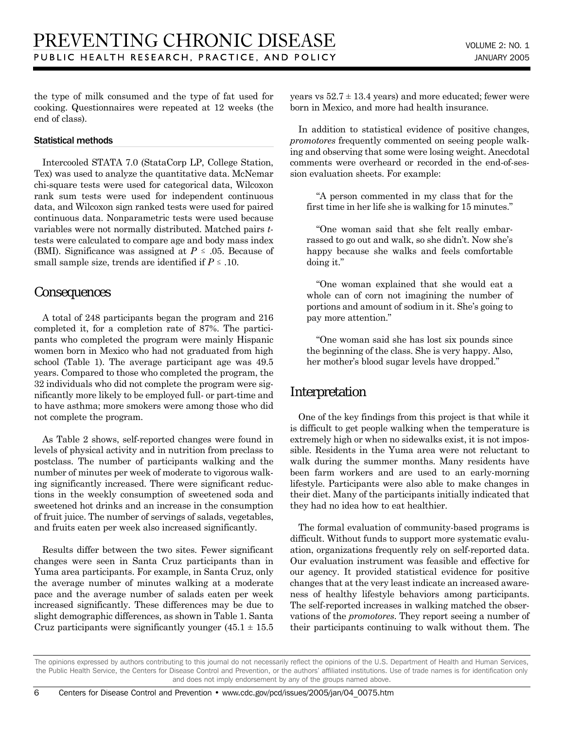the type of milk consumed and the type of fat used for cooking. Questionnaires were repeated at 12 weeks (the end of class).

### Statistical methods

Intercooled STATA 7.0 (StataCorp LP, College Station, Tex) was used to analyze the quantitative data. McNemar chi-square tests were used for categorical data, Wilcoxon rank sum tests were used for independent continuous data, and Wilcoxon sign ranked tests were used for paired continuous data. Nonparametric tests were used because variables were not normally distributed. Matched pairs *t*-tests were calculated to compare age and body mass index (BMI). Significance was assigned at $P \leq .05$. Because of small sample size, trends are identified if $P \leq .10$.

## Consequences

A total of 248 participants began the program and 216 completed it, for a completion rate of 87%. The participants who completed the program were mainly Hispanic women born in Mexico who had not graduated from high school (Table 1). The average participant age was 49.5 years. Compared to those who completed the program, the 32 individuals who did not complete the program were significantly more likely to be employed full- or part-time and to have asthma; more smokers were among those who did not complete the program.

As Table 2 shows, self-reported changes were found in levels of physical activity and in nutrition from preclass to postclass. The number of participants walking and the number of minutes per week of moderate to vigorous walking significantly increased. There were significant reductions in the weekly consumption of sweetened soda and sweetened hot drinks and an increase in the consumption of fruit juice. The number of servings of salads, vegetables, and fruits eaten per week also increased significantly.

Results differ between the two sites. Fewer significant changes were seen in Santa Cruz participants than in Yuma area participants. For example, in Santa Cruz, only the average number of minutes walking at a moderate pace and the average number of salads eaten per week increased significantly. These differences may be due to slight demographic differences, as shown in Table 1. Santa Cruz participants were significantly younger (45.1 ± 15.5 years vs 52.7 ± 13.4 years) and more educated; fewer were born in Mexico, and more had health insurance.

In addition to statistical evidence of positive changes, *promotores* frequently commented on seeing people walking and observing that some were losing weight. Anecdotal comments were overheard or recorded in the end-of-session evaluation sheets. For example:

> "A person commented in my class that for the first time in her life she is walking for 15 minutes."

> "One woman said that she felt really embarrassed to go out and walk, so she didn't. Now she's happy because she walks and feels comfortable doing it."

> "One woman explained that she would eat a whole can of corn not imagining the number of portions and amount of sodium in it. She's going to pay more attention."

> "One woman said she has lost six pounds since the beginning of the class. She is very happy. Also, her mother's blood sugar levels have dropped."

## Interpretation

One of the key findings from this project is that while it is difficult to get people walking when the temperature is extremely high or when no sidewalks exist, it is not impossible. Residents in the Yuma area were not reluctant to walk during the summer months. Many residents have been farm workers and are used to an early-morning lifestyle. Participants were also able to make changes in their diet. Many of the participants initially indicated that they had no idea how to eat healthier.

The formal evaluation of community-based programs is difficult. Without funds to support more systematic evaluation, organizations frequently rely on self-reported data. Our evaluation instrument was feasible and effective for our agency. It provided statistical evidence for positive changes that at the very least indicate an increased awareness of healthy lifestyle behaviors among participants. The self-reported increases in walking matched the observations of the *promotores*. They report seeing a number of their participants continuing to walk without them. The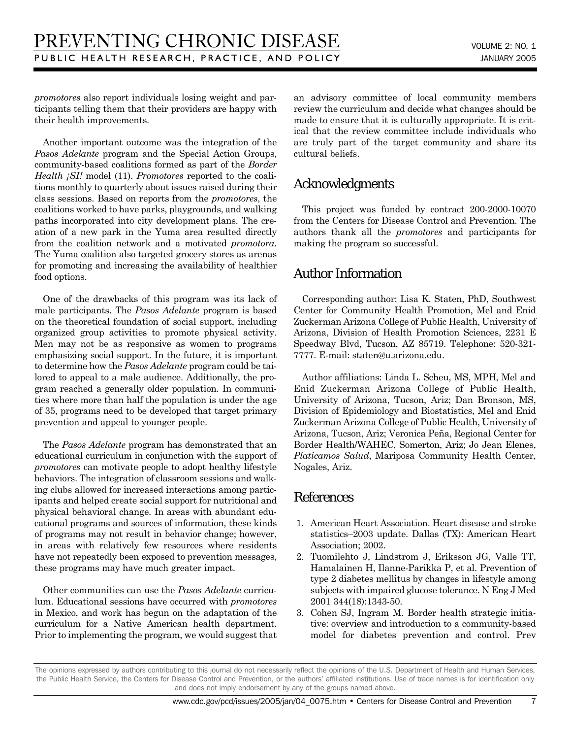*promotores* also report individuals losing weight and participants telling them that their providers are happy with their health improvements.

Another important outcome was the integration of the *Pasos Adelante* program and the Special Action Groups, community-based coalitions formed as part of the *Border Health ¡SI!* model (11). *Promotores* reported to the coalitions monthly to quarterly about issues raised during their class sessions. Based on reports from the *promotores*, the coalitions worked to have parks, playgrounds, and walking paths incorporated into city development plans. The creation of a new park in the Yuma area resulted directly from the coalition network and a motivated *promotora*. The Yuma coalition also targeted grocery stores as arenas for promoting and increasing the availability of healthier food options.

One of the drawbacks of this program was its lack of male participants. The *Pasos Adelante* program is based on the theoretical foundation of social support, including organized group activities to promote physical activity. Men may not be as responsive as women to programs emphasizing social support. In the future, it is important to determine how the *Pasos Adelante* program could be tailored to appeal to a male audience. Additionally, the program reached a generally older population. In communities where more than half the population is under the age of 35, programs need to be developed that target primary prevention and appeal to younger people.

The *Pasos Adelante* program has demonstrated that an educational curriculum in conjunction with the support of *promotores* can motivate people to adopt healthy lifestyle behaviors. The integration of classroom sessions and walking clubs allowed for increased interactions among participants and helped create social support for nutritional and physical behavioral change. In areas with abundant educational programs and sources of information, these kinds of programs may not result in behavior change; however, in areas with relatively few resources where residents have not repeatedly been exposed to prevention messages, these programs may have much greater impact.

Other communities can use the *Pasos Adelante* curriculum. Educational sessions have occurred with *promotores* in Mexico, and work has begun on the adaptation of the curriculum for a Native American health department. Prior to implementing the program, we would suggest that an advisory committee of local community members review the curriculum and decide what changes should be made to ensure that it is culturally appropriate. It is critical that the review committee include individuals who are truly part of the target community and share its cultural beliefs.

## Acknowledgments

This project was funded by contract 200-2000-10070 from the Centers for Disease Control and Prevention. The authors thank all the *promotores* and participants for making the program so successful.

## Author Information

Corresponding author: Lisa K. Staten, PhD, Southwest Center for Community Health Promotion, Mel and Enid Zuckerman Arizona College of Public Health, University of Arizona, Division of Health Promotion Sciences, 2231 E Speedway Blvd, Tucson, AZ 85719. Telephone: 520-321-7777. E-mail: staten@u.arizona.edu.

Author affiliations: Linda L. Scheu, MS, MPH, Mel and Enid Zuckerman Arizona College of Public Health, University of Arizona, Tucson, Ariz; Dan Bronson, MS, Division of Epidemiology and Biostatistics, Mel and Enid Zuckerman Arizona College of Public Health, University of Arizona, Tucson, Ariz; Veronica Peña, Regional Center for Border Health/WAHEC, Somerton, Ariz; Jo Jean Elenes, *Platicamos Salud*, Mariposa Community Health Center, Nogales, Ariz.

## References

1. American Heart Association. Heart disease and stroke statistics–2003 update. Dallas (TX): American Heart Association; 2002.
2. Tuomilehto J, Lindstrom J, Eriksson JG, Valle TT, Hamalainen H, Ilanne-Parikka P, et al. Prevention of type 2 diabetes mellitus by changes in lifestyle among subjects with impaired glucose tolerance. N Eng J Med 2001 344(18):1343-50.
3. Cohen SJ, Ingram M. Border health strategic initiative: overview and introduction to a community-based model for diabetes prevention and control. Prev

The opinions expressed by authors contributing to this journal do not necessarily reflect the opinions of the U.S. Department of Health and Human Services, the Public Health Service, the Centers for Disease Control and Prevention, or the authors' affiliated institutions. Use of trade names is for identification only and does not imply endorsement by any of the groups named above.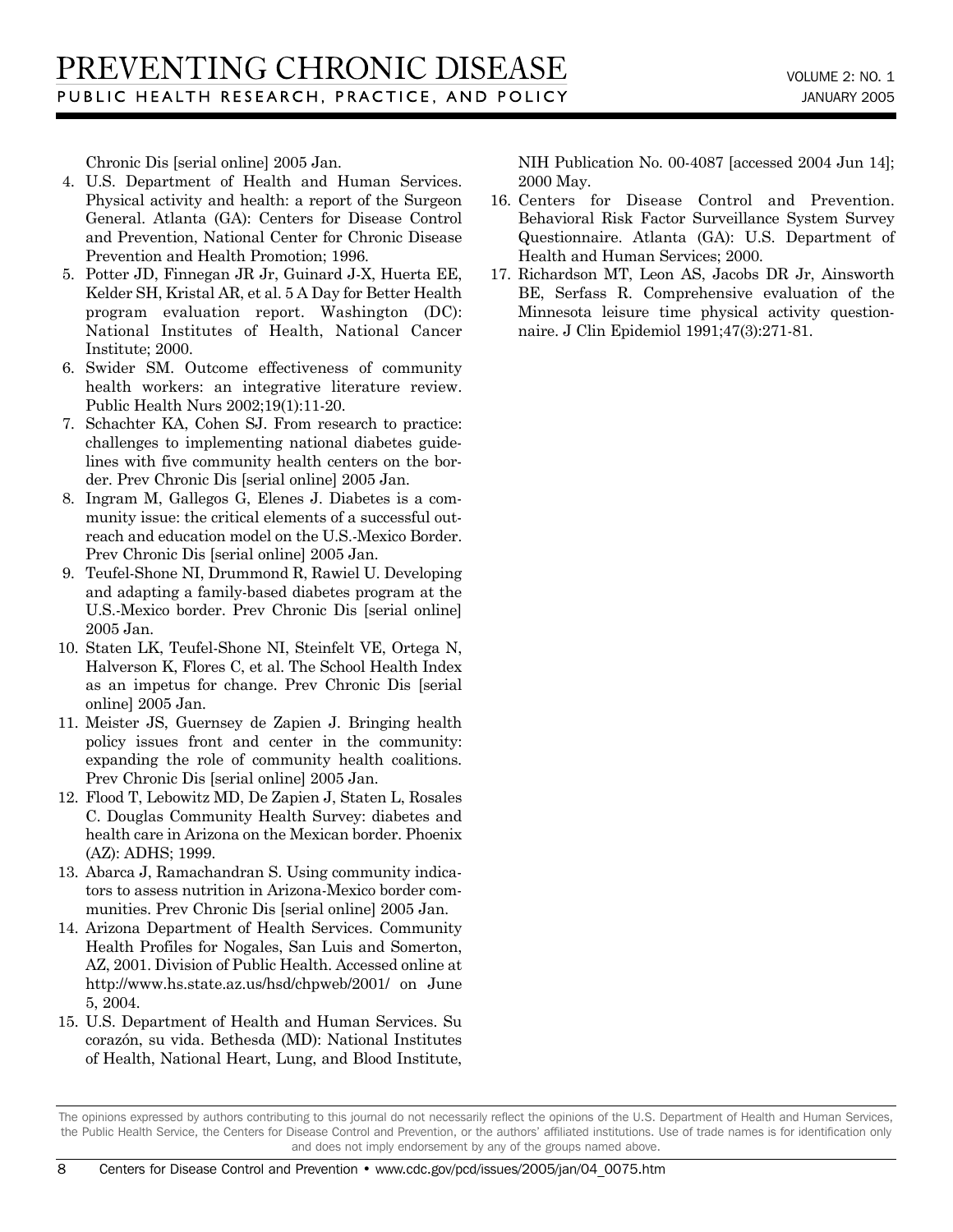Chronic Dis [serial online] 2005 Jan.

4. U.S. Department of Health and Human Services. Physical activity and health: a report of the Surgeon General. Atlanta (GA): Centers for Disease Control and Prevention, National Center for Chronic Disease Prevention and Health Promotion; 1996.
5. Potter JD, Finnegan JR Jr, Guinard J-X, Huerta EE, Kelder SH, Kristal AR, et al. 5 A Day for Better Health program evaluation report. Washington (DC): National Institutes of Health, National Cancer Institute; 2000.
6. Swider SM. Outcome effectiveness of community health workers: an integrative literature review. Public Health Nurs 2002;19(1):11-20.
7. Schachter KA, Cohen SJ. From research to practice: challenges to implementing national diabetes guidelines with five community health centers on the border. Prev Chronic Dis [serial online] 2005 Jan.
8. Ingram M, Gallegos G, Elenes J. Diabetes is a community issue: the critical elements of a successful outreach and education model on the U.S.-Mexico Border. Prev Chronic Dis [serial online] 2005 Jan.
9. Teufel-Shone NI, Drummond R, Rawiel U. Developing and adapting a family-based diabetes program at the U.S.-Mexico border. Prev Chronic Dis [serial online] 2005 Jan.
10. Staten LK, Teufel-Shone NI, Steinfelt VE, Ortega N, Halverson K, Flores C, et al. The School Health Index as an impetus for change. Prev Chronic Dis [serial online] 2005 Jan.
11. Meister JS, Guernsey de Zapien J. Bringing health policy issues front and center in the community: expanding the role of community health coalitions. Prev Chronic Dis [serial online] 2005 Jan.
12. Flood T, Lebowitz MD, De Zapien J, Staten L, Rosales C. Douglas Community Health Survey: diabetes and health care in Arizona on the Mexican border. Phoenix (AZ): ADHS; 1999.
13. Abarca J, Ramachandran S. Using community indicators to assess nutrition in Arizona-Mexico border communities. Prev Chronic Dis [serial online] 2005 Jan.
14. Arizona Department of Health Services. Community Health Profiles for Nogales, San Luis and Somerton, AZ, 2001. Division of Public Health. Accessed online at http://www.hs.state.az.us/hsd/chpweb/2001/ on June 5, 2004.
15. U.S. Department of Health and Human Services. Su corazón, su vida. Bethesda (MD): National Institutes of Health, National Heart, Lung, and Blood Institute, NIH Publication No. 00-4087 [accessed 2004 Jun 14]; 2000 May.
16. Centers for Disease Control and Prevention. Behavioral Risk Factor Surveillance System Survey Questionnaire. Atlanta (GA): U.S. Department of Health and Human Services; 2000.
17. Richardson MT, Leon AS, Jacobs DR Jr, Ainsworth BE, Serfass R. Comprehensive evaluation of the Minnesota leisure time physical activity questionnaire. J Clin Epidemiol 1991;47(3):271-81.

The opinions expressed by authors contributing to this journal do not necessarily reflect the opinions of the U.S. Department of Health and Human Services, the Public Health Service, the Centers for Disease Control and Prevention, or the authors' affiliated institutions. Use of trade names is for identification only and does not imply endorsement by any of the groups named above.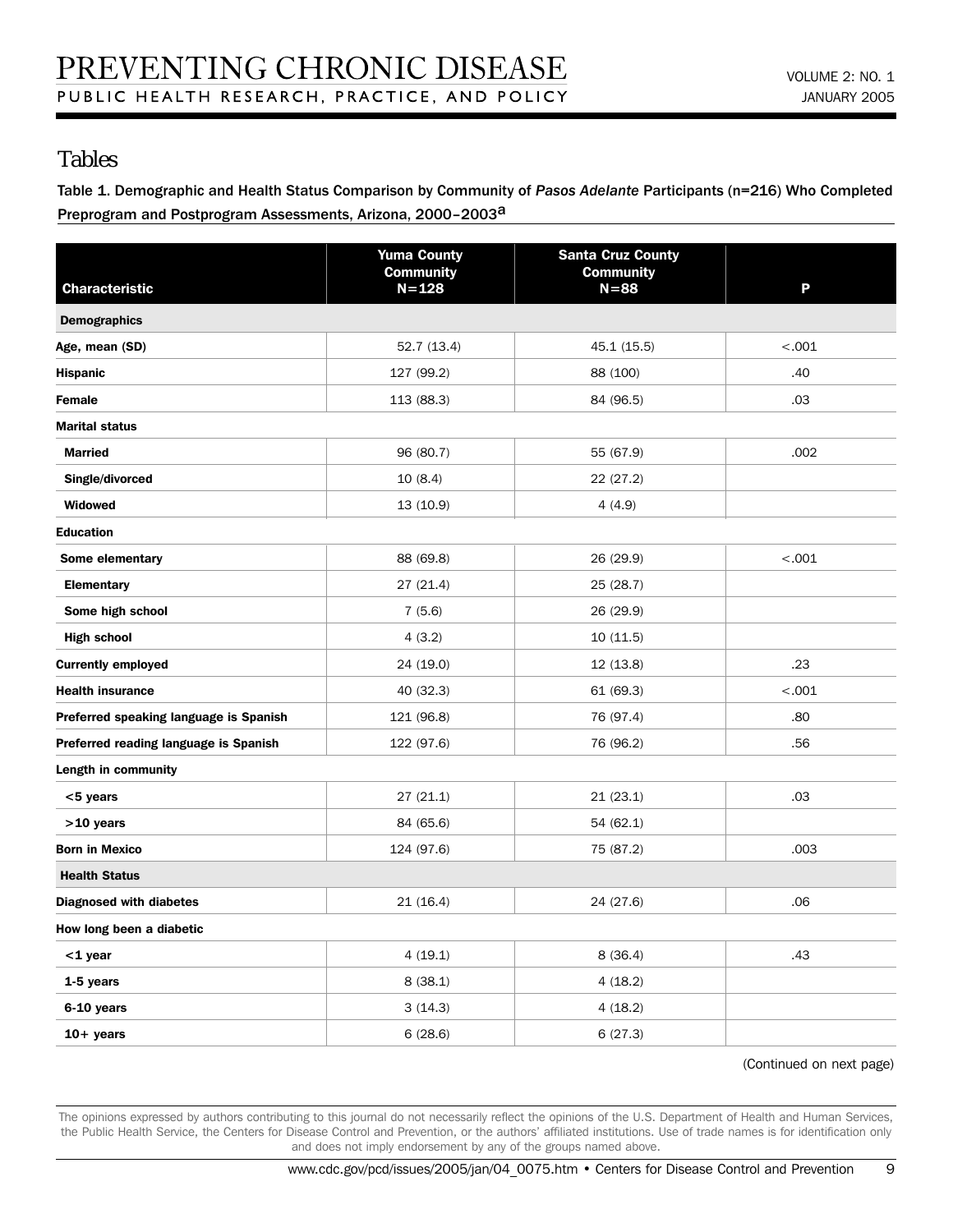## Tables

Table 1. Demographic and Health Status Comparison by Community of *Pasos Adelante* Participants (n=216) Who Completed Preprogram and Postprogram Assessments, Arizona, 2000–2003[a]

| Characteristic | Yuma County Community N=128 | Santa Cruz County Community N=88 | P |
|---|---|---|---|
| **Demographics** | | | |
| **Age, mean (SD)** | 52.7 (13.4) | 45.1 (15.5) | <.001 |
| **Hispanic** | 127 (99.2) | 88 (100) | .40 |
| **Female** | 113 (88.3) | 84 (96.5) | .03 |
| **Marital status** | | | |
| **Married** | 96 (80.7) | 55 (67.9) | .002 |
| **Single/divorced** | 10 (8.4) | 22 (27.2) | |
| **Widowed** | 13 (10.9) | 4 (4.9) | |
| **Education** | | | |
| **Some elementary** | 88 (69.8) | 26 (29.9) | <.001 |
| **Elementary** | 27 (21.4) | 25 (28.7) | |
| **Some high school** | 7 (5.6) | 26 (29.9) | |
| **High school** | 4 (3.2) | 10 (11.5) | |
| **Currently employed** | 24 (19.0) | 12 (13.8) | .23 |
| **Health insurance** | 40 (32.3) | 61 (69.3) | <.001 |
| **Preferred speaking language is Spanish** | 121 (96.8) | 76 (97.4) | .80 |
| **Preferred reading language is Spanish** | 122 (97.6) | 76 (96.2) | .56 |
| **Length in community** | | | |
| **<5 years** | 27 (21.1) | 21 (23.1) | .03 |
| **>10 years** | 84 (65.6) | 54 (62.1) | |
| **Born in Mexico** | 124 (97.6) | 75 (87.2) | .003 |
| **Health Status** | | | |
| **Diagnosed with diabetes** | 21 (16.4) | 24 (27.6) | .06 |
| **How long been a diabetic** | | | |
| **<1 year** | 4 (19.1) | 8 (36.4) | .43 |
| **1-5 years** | 8 (38.1) | 4 (18.2) | |
| **6-10 years** | 3 (14.3) | 4 (18.2) | |
| **10+ years** | 6 (28.6) | 6 (27.3) | |

(Continued on next page)

The opinions expressed by authors contributing to this journal do not necessarily reflect the opinions of the U.S. Department of Health and Human Services, the Public Health Service, the Centers for Disease Control and Prevention, or the authors' affiliated institutions. Use of trade names is for identification only and does not imply endorsement by any of the groups named above.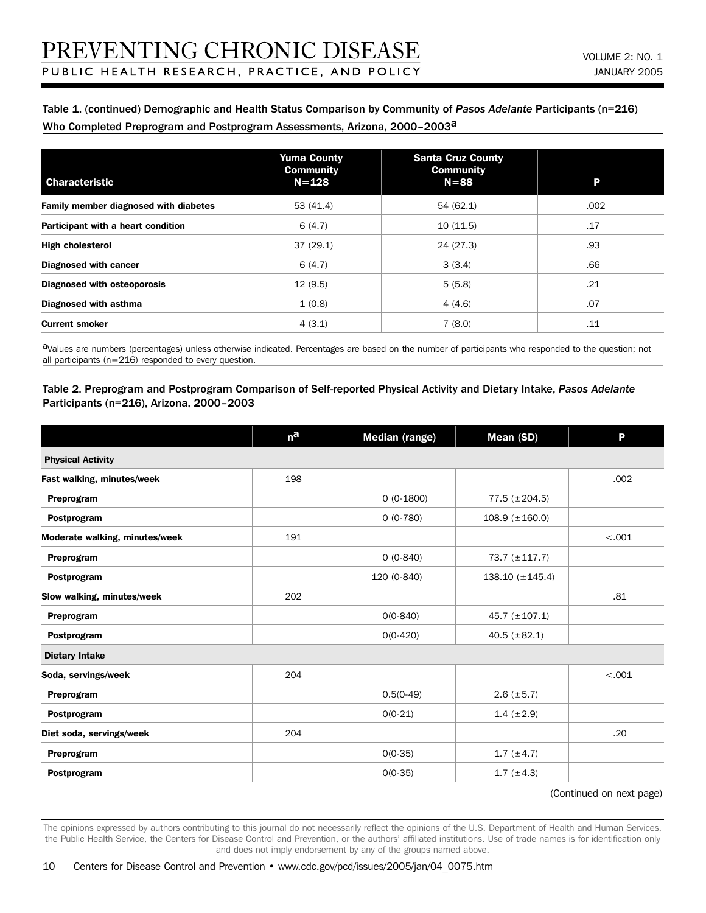Table 1. (continued) Demographic and Health Status Comparison by Community of *Pasos Adelante* Participants (n=216) Who Completed Preprogram and Postprogram Assessments, Arizona, 2000–2003[a]

| Characteristic | Yuma County Community N=128 | Santa Cruz County Community N=88 | P |
|---|---|---|---|
| **Family member diagnosed with diabetes** | 53 (41.4) | 54 (62.1) | .002 |
| **Participant with a heart condition** | 6 (4.7) | 10 (11.5) | .17 |
| **High cholesterol** | 37 (29.1) | 24 (27.3) | .93 |
| **Diagnosed with cancer** | 6 (4.7) | 3 (3.4) | .66 |
| **Diagnosed with osteoporosis** | 12 (9.5) | 5 (5.8) | .21 |
| **Diagnosed with asthma** | 1 (0.8) | 4 (4.6) | .07 |
| **Current smoker** | 4 (3.1) | 7 (8.0) | .11 |

[a]Values are numbers (percentages) unless otherwise indicated. Percentages are based on the number of participants who responded to the question; not all participants (n=216) responded to every question.

Table 2. Preprogram and Postprogram Comparison of Self-reported Physical Activity and Dietary Intake, *Pasos Adelante* Participants (n=216), Arizona, 2000–2003

| | n[a] | Median (range) | Mean (SD) | P |
|---|---|---|---|---|
| **Physical Activity** | | | | |
| **Fast walking, minutes/week** | 198 | | | .002 |
| **Preprogram** | | 0 (0-1800) | 77.5 (±204.5) | |
| **Postprogram** | | 0 (0-780) | 108.9 (±160.0) | |
| **Moderate walking, minutes/week** | 191 | | | <.001 |
| **Preprogram** | | 0 (0-840) | 73.7 (±117.7) | |
| **Postprogram** | | 120 (0-840) | 138.10 (±145.4) | |
| **Slow walking, minutes/week** | 202 | | | .81 |
| **Preprogram** | | 0(0-840) | 45.7 (±107.1) | |
| **Postprogram** | | 0(0-420) | 40.5 (±82.1) | |
| **Dietary Intake** | | | | |
| **Soda, servings/week** | 204 | | | <.001 |
| **Preprogram** | | 0.5(0-49) | 2.6 (±5.7) | |
| **Postprogram** | | 0(0-21) | 1.4 (±2.9) | |
| **Diet soda, servings/week** | 204 | | | .20 |
| **Preprogram** | | 0(0-35) | 1.7 (±4.7) | |
| **Postprogram** | | 0(0-35) | 1.7 (±4.3) | |

(Continued on next page)

The opinions expressed by authors contributing to this journal do not necessarily reflect the opinions of the U.S. Department of Health and Human Services, the Public Health Service, the Centers for Disease Control and Prevention, or the authors' affiliated institutions. Use of trade names is for identification only and does not imply endorsement by any of the groups named above.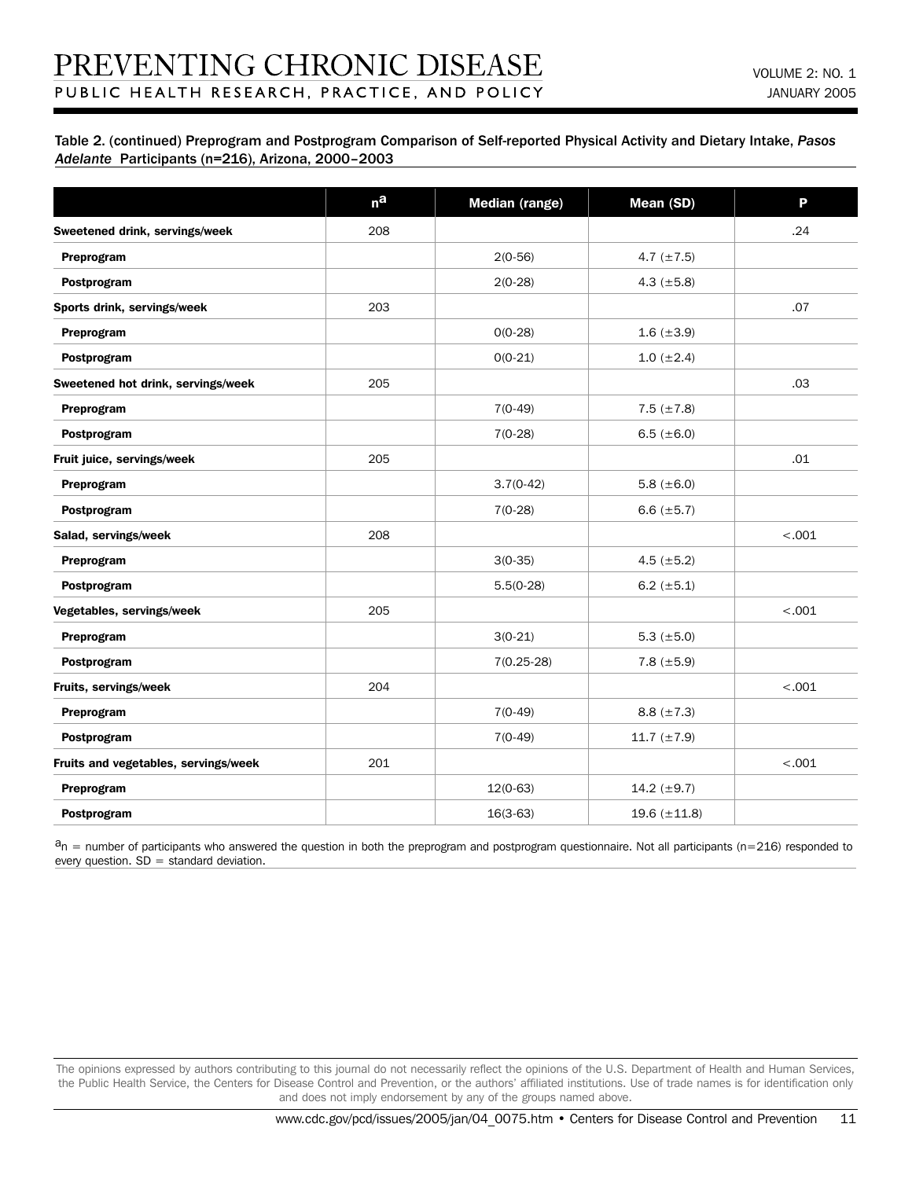Table 2. (continued) Preprogram and Postprogram Comparison of Self-reported Physical Activity and Dietary Intake, *Pasos Adelante* Participants (n=216), Arizona, 2000–2003

| | n[a] | Median (range) | Mean (SD) | P |
|---|---|---|---|---|
| **Sweetened drink, servings/week** | 208 | | | .24 |
| **Preprogram** | | 2(0-56) | 4.7 (±7.5) | |
| **Postprogram** | | 2(0-28) | 4.3 (±5.8) | |
| **Sports drink, servings/week** | 203 | | | .07 |
| **Preprogram** | | 0(0-28) | 1.6 (±3.9) | |
| **Postprogram** | | 0(0-21) | 1.0 (±2.4) | |
| **Sweetened hot drink, servings/week** | 205 | | | .03 |
| **Preprogram** | | 7(0-49) | 7.5 (±7.8) | |
| **Postprogram** | | 7(0-28) | 6.5 (±6.0) | |
| **Fruit juice, servings/week** | 205 | | | .01 |
| **Preprogram** | | 3.7(0-42) | 5.8 (±6.0) | |
| **Postprogram** | | 7(0-28) | 6.6 (±5.7) | |
| **Salad, servings/week** | 208 | | | <.001 |
| **Preprogram** | | 3(0-35) | 4.5 (±5.2) | |
| **Postprogram** | | 5.5(0-28) | 6.2 (±5.1) | |
| **Vegetables, servings/week** | 205 | | | <.001 |
| **Preprogram** | | 3(0-21) | 5.3 (±5.0) | |
| **Postprogram** | | 7(0.25-28) | 7.8 (±5.9) | |
| **Fruits, servings/week** | 204 | | | <.001 |
| **Preprogram** | | 7(0-49) | 8.8 (±7.3) | |
| **Postprogram** | | 7(0-49) | 11.7 (±7.9) | |
| **Fruits and vegetables, servings/week** | 201 | | | <.001 |
| **Preprogram** | | 12(0-63) | 14.2 (±9.7) | |
| **Postprogram** | | 16(3-63) | 19.6 (±11.8) | |

[a]n = number of participants who answered the question in both the preprogram and postprogram questionnaire. Not all participants (n=216) responded to every question. SD = standard deviation.

The opinions expressed by authors contributing to this journal do not necessarily reflect the opinions of the U.S. Department of Health and Human Services, the Public Health Service, the Centers for Disease Control and Prevention, or the authors' affiliated institutions. Use of trade names is for identification only and does not imply endorsement by any of the groups named above.